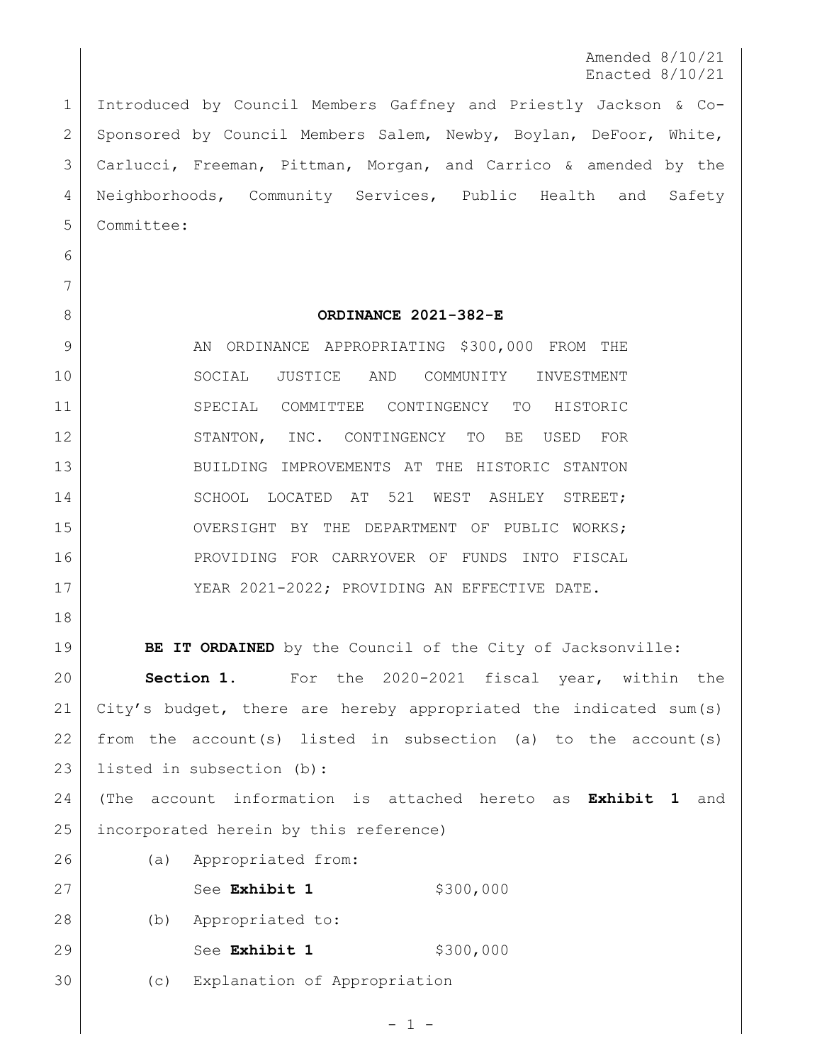Amended 8/10/21
Enacted 8/10/21

Introduced by Council Members Gaffney and Priestly Jackson & Co-Sponsored by Council Members Salem, Newby, Boylan, DeFoor, White, Carlucci, Freeman, Pittman, Morgan, and Carrico & amended by the Neighborhoods, Community Services, Public Health and Safety Committee:

**ORDINANCE 2021-382-E**

AN ORDINANCE APPROPRIATING $300,000 FROM THE SOCIAL JUSTICE AND COMMUNITY INVESTMENT SPECIAL COMMITTEE CONTINGENCY TO HISTORIC STANTON, INC. CONTINGENCY TO BE USED FOR BUILDING IMPROVEMENTS AT THE HISTORIC STANTON SCHOOL LOCATED AT 521 WEST ASHLEY STREET; OVERSIGHT BY THE DEPARTMENT OF PUBLIC WORKS; PROVIDING FOR CARRYOVER OF FUNDS INTO FISCAL YEAR 2021-2022; PROVIDING AN EFFECTIVE DATE.

**BE IT ORDAINED** by the Council of the City of Jacksonville:

**Section 1.** For the 2020-2021 fiscal year, within the City's budget, there are hereby appropriated the indicated sum(s) from the account(s) listed in subsection (a) to the account(s) listed in subsection (b):

(The account information is attached hereto as **Exhibit 1** and incorporated herein by this reference)

(a) Appropriated from:

See **Exhibit 1** $300,000

(b) Appropriated to:

See **Exhibit 1** $300,000

(c) Explanation of Appropriation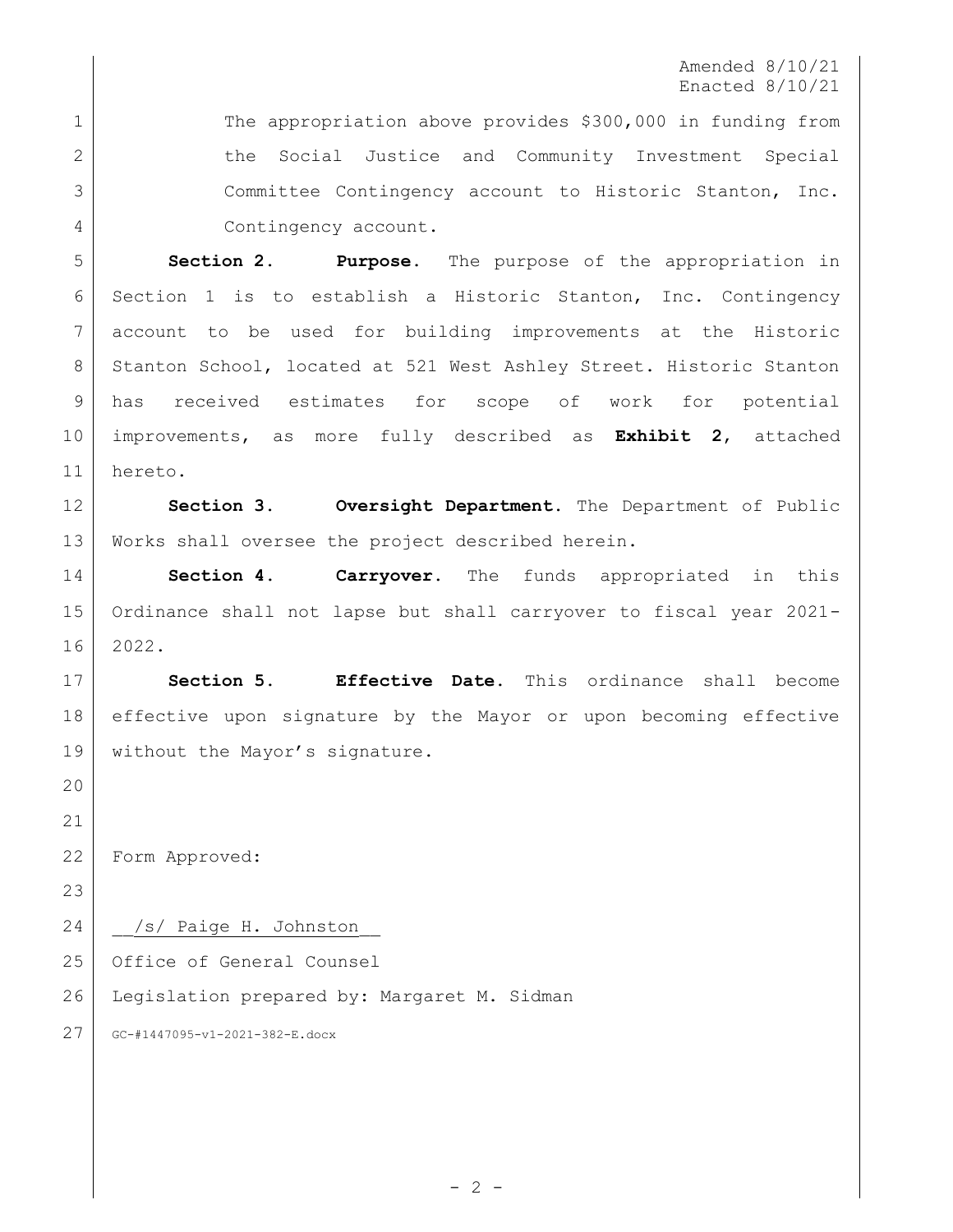Amended 8/10/21
Enacted 8/10/21

The appropriation above provides $300,000 in funding from the Social Justice and Community Investment Special Committee Contingency account to Historic Stanton, Inc. Contingency account.

**Section 2. Purpose.** The purpose of the appropriation in Section 1 is to establish a Historic Stanton, Inc. Contingency account to be used for building improvements at the Historic Stanton School, located at 521 West Ashley Street. Historic Stanton has received estimates for scope of work for potential improvements, as more fully described as **Exhibit 2**, attached hereto.

**Section 3. Oversight Department.** The Department of Public Works shall oversee the project described herein.

**Section 4. Carryover.** The funds appropriated in this Ordinance shall not lapse but shall carryover to fiscal year 2021-2022.

**Section 5. Effective Date.** This ordinance shall become effective upon signature by the Mayor or upon becoming effective without the Mayor's signature.

Form Approved:

/s/ Paige H. Johnston

Office of General Counsel

Legislation prepared by: Margaret M. Sidman

GC-#1447095-v1-2021-382-E.docx